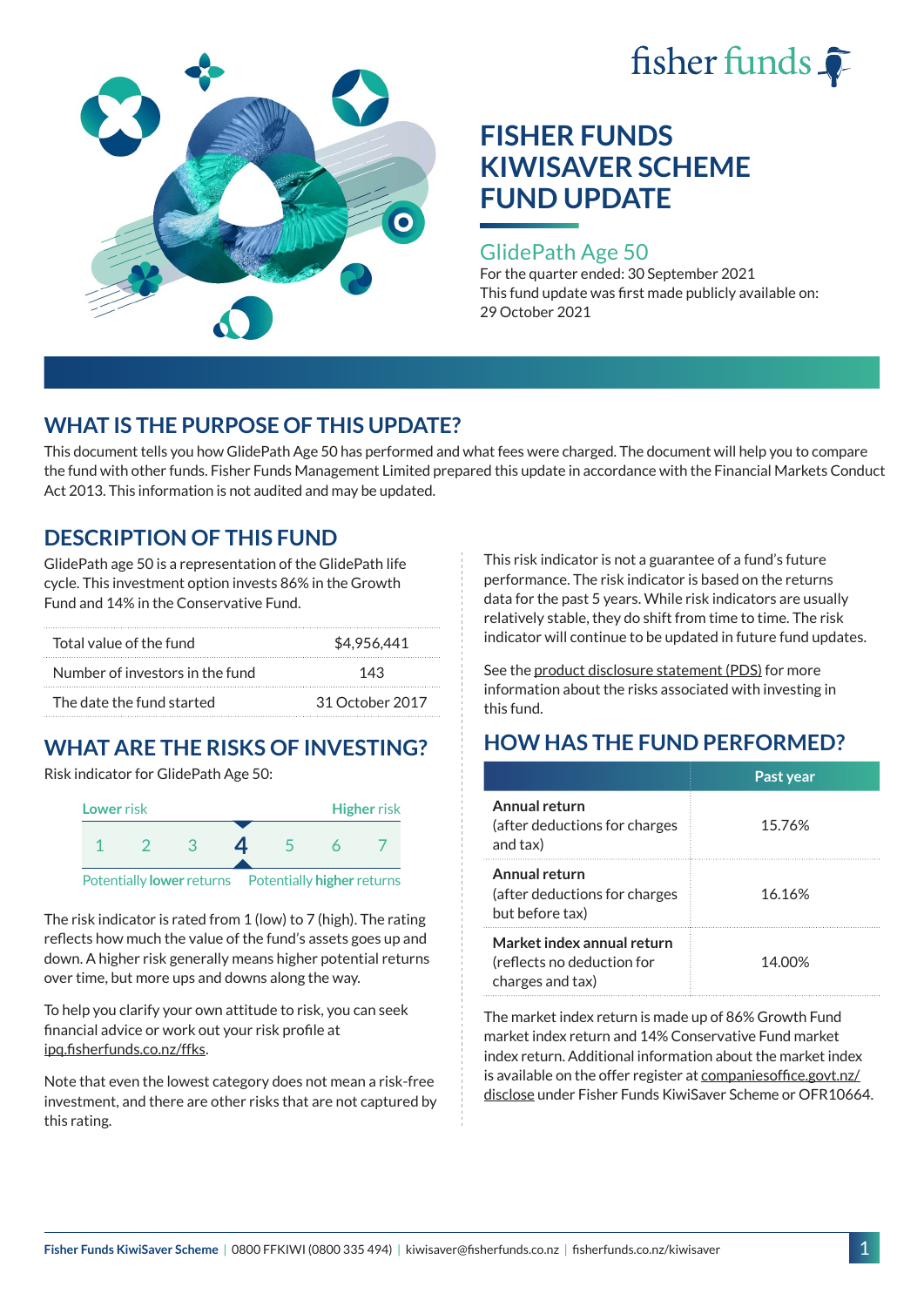fisher funds

# FISHER FUNDS KIWISAVER SCHEME FUND UPDATE

## GlidePath Age 50

For the quarter ended: 30 September 2021

This fund update was first made publicly available on: 29 October 2021

## WHAT IS THE PURPOSE OF THIS UPDATE?

This document tells you how GlidePath Age 50 has performed and what fees were charged. The document will help you to compare the fund with other funds. Fisher Funds Management Limited prepared this update in accordance with the Financial Markets Conduct Act 2013. This information is not audited and may be updated.

## DESCRIPTION OF THIS FUND

GlidePath age 50 is a representation of the GlidePath life cycle. This investment option invests 86% in the Growth Fund and 14% in the Conservative Fund.

| | |
|---|---|
| Total value of the fund | $4,956,441 |
| Number of investors in the fund | 143 |
| The date the fund started | 31 October 2017 |

## WHAT ARE THE RISKS OF INVESTING?

Risk indicator for GlidePath Age 50:

| Lower risk | | | | | | Higher risk |
|---|---|---|---|---|---|---|
| 1 | 2 | 3 | **4** | 5 | 6 | 7 |

Potentially **lower** returns — Potentially **higher** returns

The risk indicator is rated from 1 (low) to 7 (high). The rating reflects how much the value of the fund's assets goes up and down. A higher risk generally means higher potential returns over time, but more ups and downs along the way.

To help you clarify your own attitude to risk, you can seek financial advice or work out your risk profile at ipq.fisherfunds.co.nz/ffks.

Note that even the lowest category does not mean a risk-free investment, and there are other risks that are not captured by this rating.

This risk indicator is not a guarantee of a fund's future performance. The risk indicator is based on the returns data for the past 5 years. While risk indicators are usually relatively stable, they do shift from time to time. The risk indicator will continue to be updated in future fund updates.

See the product disclosure statement (PDS) for more information about the risks associated with investing in this fund.

## HOW HAS THE FUND PERFORMED?

| | Past year |
|---|---|
| **Annual return** (after deductions for charges and tax) | 15.76% |
| **Annual return** (after deductions for charges but before tax) | 16.16% |
| **Market index annual return** (reflects no deduction for charges and tax) | 14.00% |

The market index return is made up of 86% Growth Fund market index return and 14% Conservative Fund market index return. Additional information about the market index is available on the offer register at companiesoffice.govt.nz/disclose under Fisher Funds KiwiSaver Scheme or OFR10664.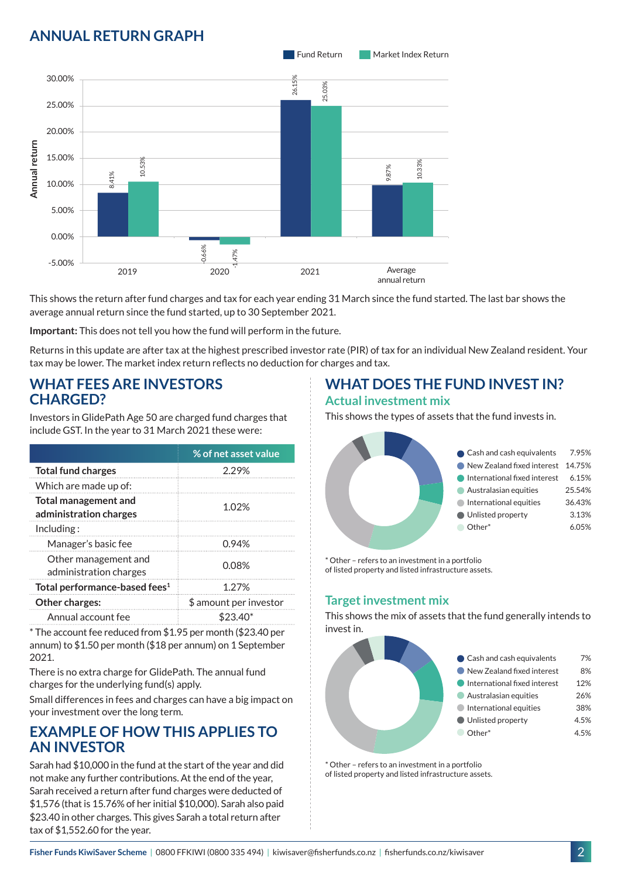## ANNUAL RETURN GRAPH

| | Fund Return | Market Index Return |
|---|---|---|
| 2019 | 8.41% | 10.53% |
| 2020 | -0.66% | -1.47% |
| 2021 | 26.15% | 25.03% |
| Average annual return | 9.87% | 10.33% |

This shows the return after fund charges and tax for each year ending 31 March since the fund started. The last bar shows the average annual return since the fund started, up to 30 September 2021.

**Important:** This does not tell you how the fund will perform in the future.

Returns in this update are after tax at the highest prescribed investor rate (PIR) of tax for an individual New Zealand resident. Your tax may be lower. The market index return reflects no deduction for charges and tax.

## WHAT FEES ARE INVESTORS CHARGED?

Investors in GlidePath Age 50 are charged fund charges that include GST. In the year to 31 March 2021 these were:

| | % of net asset value |
|---|---|
| **Total fund charges** | 2.29% |
| Which are made up of: | |
| **Total management and administration charges** | 1.02% |
| Including : | |
| Manager's basic fee | 0.94% |
| Other management and administration charges | 0.08% |
| **Total performance-based fees**[1] | 1.27% |
| **Other charges:** | $ amount per investor |
| Annual account fee | $23.40* |

* The account fee reduced from $1.95 per month ($23.40 per annum) to $1.50 per month ($18 per annum) on 1 September 2021.

There is no extra charge for GlidePath. The annual fund charges for the underlying fund(s) apply.

Small differences in fees and charges can have a big impact on your investment over the long term.

## EXAMPLE OF HOW THIS APPLIES TO AN INVESTOR

Sarah had $10,000 in the fund at the start of the year and did not make any further contributions. At the end of the year, Sarah received a return after fund charges were deducted of $1,576 (that is 15.76% of her initial $10,000). Sarah also paid $23.40 in other charges. This gives Sarah a total return after tax of $1,552.60 for the year.

## WHAT DOES THE FUND INVEST IN?

### Actual investment mix

This shows the types of assets that the fund invests in.

| Asset | % |
|---|---|
| Cash and cash equivalents | 7.95% |
| New Zealand fixed interest | 14.75% |
| International fixed interest | 6.15% |
| Australasian equities | 25.54% |
| International equities | 36.43% |
| Unlisted property | 3.13% |
| Other* | 6.05% |

* Other – refers to an investment in a portfolio of listed property and listed infrastructure assets.

### Target investment mix

This shows the mix of assets that the fund generally intends to invest in.

| Asset | % |
|---|---|
| Cash and cash equivalents | 7% |
| New Zealand fixed interest | 8% |
| International fixed interest | 12% |
| Australasian equities | 26% |
| International equities | 38% |
| Unlisted property | 4.5% |
| Other* | 4.5% |

* Other – refers to an investment in a portfolio of listed property and listed infrastructure assets.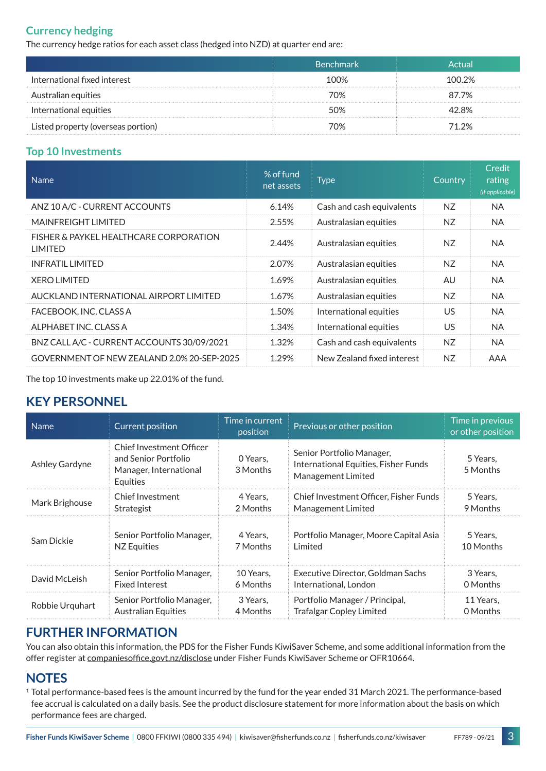## Currency hedging

The currency hedge ratios for each asset class (hedged into NZD) at quarter end are:

| | Benchmark | Actual |
|---|---|---|
| International fixed interest | 100% | 100.2% |
| Australian equities | 70% | 87.7% |
| International equities | 50% | 42.8% |
| Listed property (overseas portion) | 70% | 71.2% |

## Top 10 Investments

| Name | % of fund net assets | Type | Country | Credit rating (if applicable) |
|---|---|---|---|---|
| ANZ 10 A/C - CURRENT ACCOUNTS | 6.14% | Cash and cash equivalents | NZ | NA |
| MAINFREIGHT LIMITED | 2.55% | Australasian equities | NZ | NA |
| FISHER & PAYKEL HEALTHCARE CORPORATION LIMITED | 2.44% | Australasian equities | NZ | NA |
| INFRATIL LIMITED | 2.07% | Australasian equities | NZ | NA |
| XERO LIMITED | 1.69% | Australasian equities | AU | NA |
| AUCKLAND INTERNATIONAL AIRPORT LIMITED | 1.67% | Australasian equities | NZ | NA |
| FACEBOOK, INC. CLASS A | 1.50% | International equities | US | NA |
| ALPHABET INC. CLASS A | 1.34% | International equities | US | NA |
| BNZ CALL A/C - CURRENT ACCOUNTS 30/09/2021 | 1.32% | Cash and cash equivalents | NZ | NA |
| GOVERNMENT OF NEW ZEALAND 2.0% 20-SEP-2025 | 1.29% | New Zealand fixed interest | NZ | AAA |

The top 10 investments make up 22.01% of the fund.

# KEY PERSONNEL

| Name | Current position | Time in current position | Previous or other position | Time in previous or other position |
|---|---|---|---|---|
| Ashley Gardyne | Chief Investment Officer and Senior Portfolio Manager, International Equities | 0 Years, 3 Months | Senior Portfolio Manager, International Equities, Fisher Funds Management Limited | 5 Years, 5 Months |
| Mark Brighouse | Chief Investment Strategist | 4 Years, 2 Months | Chief Investment Officer, Fisher Funds Management Limited | 5 Years, 9 Months |
| Sam Dickie | Senior Portfolio Manager, NZ Equities | 4 Years, 7 Months | Portfolio Manager, Moore Capital Asia Limited | 5 Years, 10 Months |
| David McLeish | Senior Portfolio Manager, Fixed Interest | 10 Years, 6 Months | Executive Director, Goldman Sachs International, London | 3 Years, 0 Months |
| Robbie Urquhart | Senior Portfolio Manager, Australian Equities | 3 Years, 4 Months | Portfolio Manager / Principal, Trafalgar Copley Limited | 11 Years, 0 Months |

# FURTHER INFORMATION

You can also obtain this information, the PDS for the Fisher Funds KiwiSaver Scheme, and some additional information from the offer register at companiesoffice.govt.nz/disclose under Fisher Funds KiwiSaver Scheme or OFR10664.

# NOTES

[1] Total performance-based fees is the amount incurred by the fund for the year ended 31 March 2021. The performance-based fee accrual is calculated on a daily basis. See the product disclosure statement for more information about the basis on which performance fees are charged.

Fisher Funds KiwiSaver Scheme | 0800 FFKIWI (0800 335 494) | kiwisaver@fisherfunds.co.nz | fisherfunds.co.nz/kiwisaver FF789 - 09/21